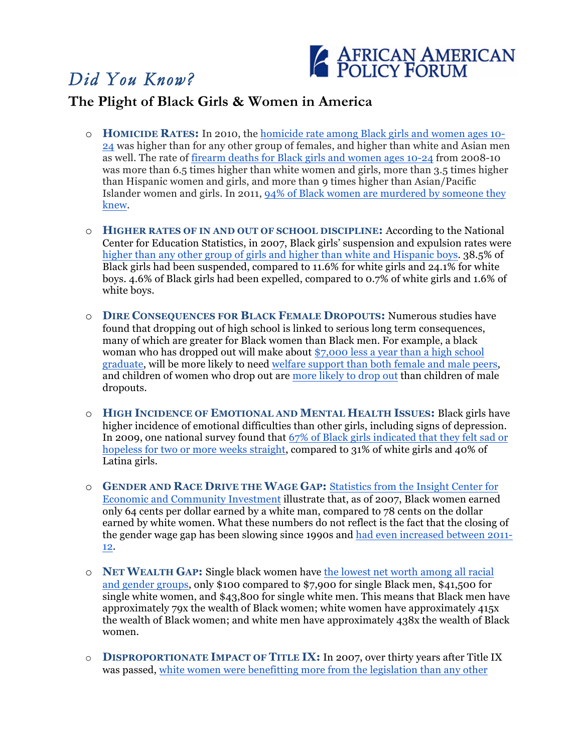AFRICAN AMERICAN POLICY FORUM

# *Did You Know?*

## The Plight of Black Girls & Women in America

- **Homicide Rates:** In 2010, the homicide rate among Black girls and women ages 10-24 was higher than for any other group of females, and higher than white and Asian men as well. The rate of firearm deaths for Black girls and women ages 10-24 from 2008-10 was more than 6.5 times higher than white women and girls, more than 3.5 times higher than Hispanic women and girls, and more than 9 times higher than Asian/Pacific Islander women and girls. In 2011, 94% of Black women are murdered by someone they knew.

- **Higher rates of in and out of school discipline:** According to the National Center for Education Statistics, in 2007, Black girls' suspension and expulsion rates were higher than any other group of girls and higher than white and Hispanic boys. 38.5% of Black girls had been suspended, compared to 11.6% for white girls and 24.1% for white boys. 4.6% of Black girls had been expelled, compared to 0.7% of white girls and 1.6% of white boys.

- **Dire Consequences for Black Female Dropouts:** Numerous studies have found that dropping out of high school is linked to serious long term consequences, many of which are greater for Black women than Black men. For example, a black woman who has dropped out will make about $7,000 less a year than a high school graduate, will be more likely to need welfare support than both female and male peers, and children of women who drop out are more likely to drop out than children of male dropouts.

- **High Incidence of Emotional and Mental Health Issues:** Black girls have higher incidence of emotional difficulties than other girls, including signs of depression. In 2009, one national survey found that 67% of Black girls indicated that they felt sad or hopeless for two or more weeks straight, compared to 31% of white girls and 40% of Latina girls.

- **Gender and Race Drive the Wage Gap:** Statistics from the Insight Center for Economic and Community Investment illustrate that, as of 2007, Black women earned only 64 cents per dollar earned by a white man, compared to 78 cents on the dollar earned by white women. What these numbers do not reflect is the fact that the closing of the gender wage gap has been slowing since 1990s and had even increased between 2011-12.

- **Net Wealth Gap:** Single black women have the lowest net worth among all racial and gender groups, only $100 compared to $7,900 for single Black men, $41,500 for single white women, and $43,800 for single white men. This means that Black men have approximately 79x the wealth of Black women; white women have approximately 415x the wealth of Black women; and white men have approximately 438x the wealth of Black women.

- **Disproportionate Impact of Title IX:** In 2007, over thirty years after Title IX was passed, white women were benefitting more from the legislation than any other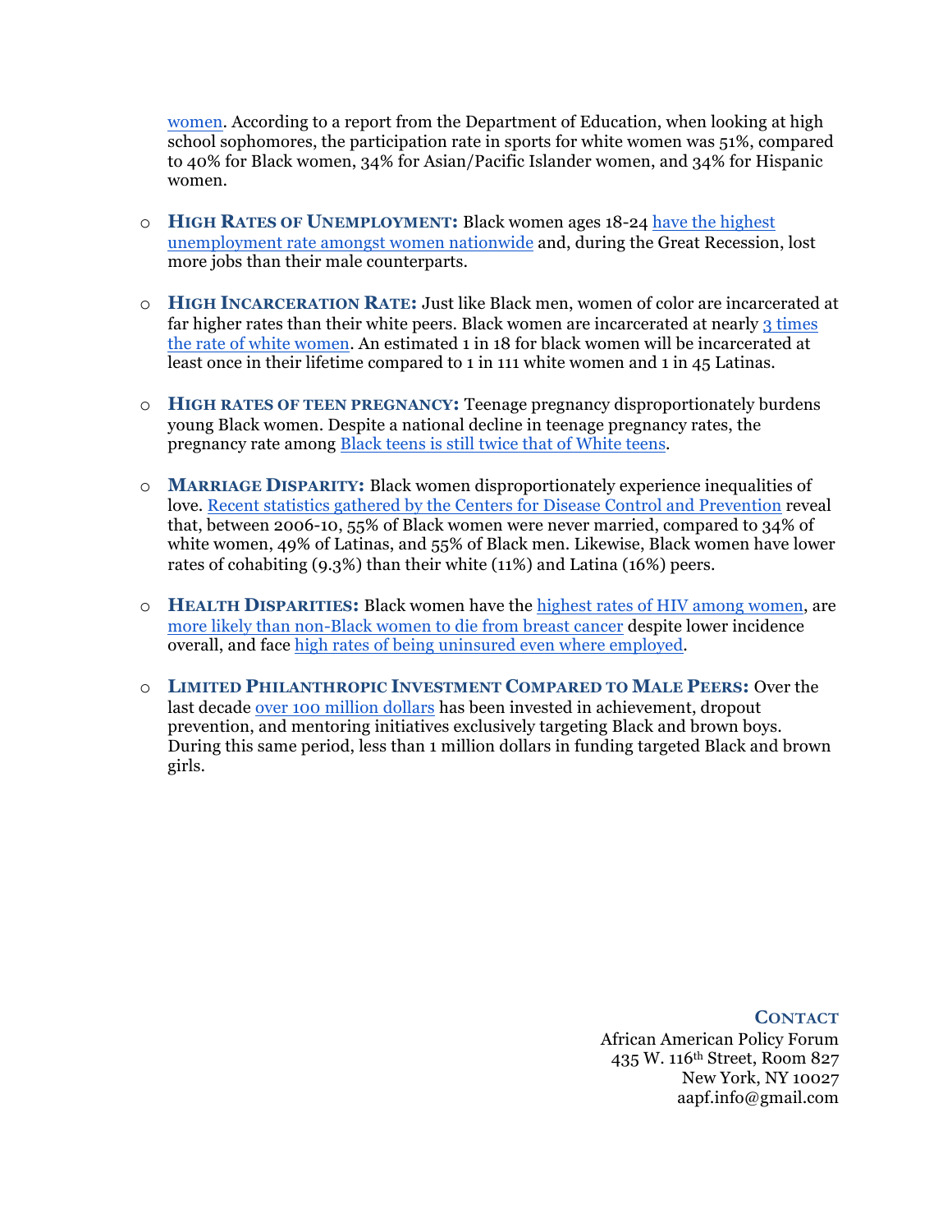women. According to a report from the Department of Education, when looking at high school sophomores, the participation rate in sports for white women was 51%, compared to 40% for Black women, 34% for Asian/Pacific Islander women, and 34% for Hispanic women.

- **HIGH RATES OF UNEMPLOYMENT:** Black women ages 18-24 have the highest unemployment rate amongst women nationwide and, during the Great Recession, lost more jobs than their male counterparts.

- **HIGH INCARCERATION RATE:** Just like Black men, women of color are incarcerated at far higher rates than their white peers. Black women are incarcerated at nearly 3 times the rate of white women. An estimated 1 in 18 for black women will be incarcerated at least once in their lifetime compared to 1 in 111 white women and 1 in 45 Latinas.

- **HIGH RATES OF TEEN PREGNANCY:** Teenage pregnancy disproportionately burdens young Black women. Despite a national decline in teenage pregnancy rates, the pregnancy rate among Black teens is still twice that of White teens.

- **MARRIAGE DISPARITY:** Black women disproportionately experience inequalities of love. Recent statistics gathered by the Centers for Disease Control and Prevention reveal that, between 2006-10, 55% of Black women were never married, compared to 34% of white women, 49% of Latinas, and 55% of Black men. Likewise, Black women have lower rates of cohabiting (9.3%) than their white (11%) and Latina (16%) peers.

- **HEALTH DISPARITIES:** Black women have the highest rates of HIV among women, are more likely than non-Black women to die from breast cancer despite lower incidence overall, and face high rates of being uninsured even where employed.

- **LIMITED PHILANTHROPIC INVESTMENT COMPARED TO MALE PEERS:** Over the last decade over 100 million dollars has been invested in achievement, dropout prevention, and mentoring initiatives exclusively targeting Black and brown boys. During this same period, less than 1 million dollars in funding targeted Black and brown girls.

**CONTACT**

African American Policy Forum
435 W. 116th Street, Room 827
New York, NY 10027
aapf.info@gmail.com